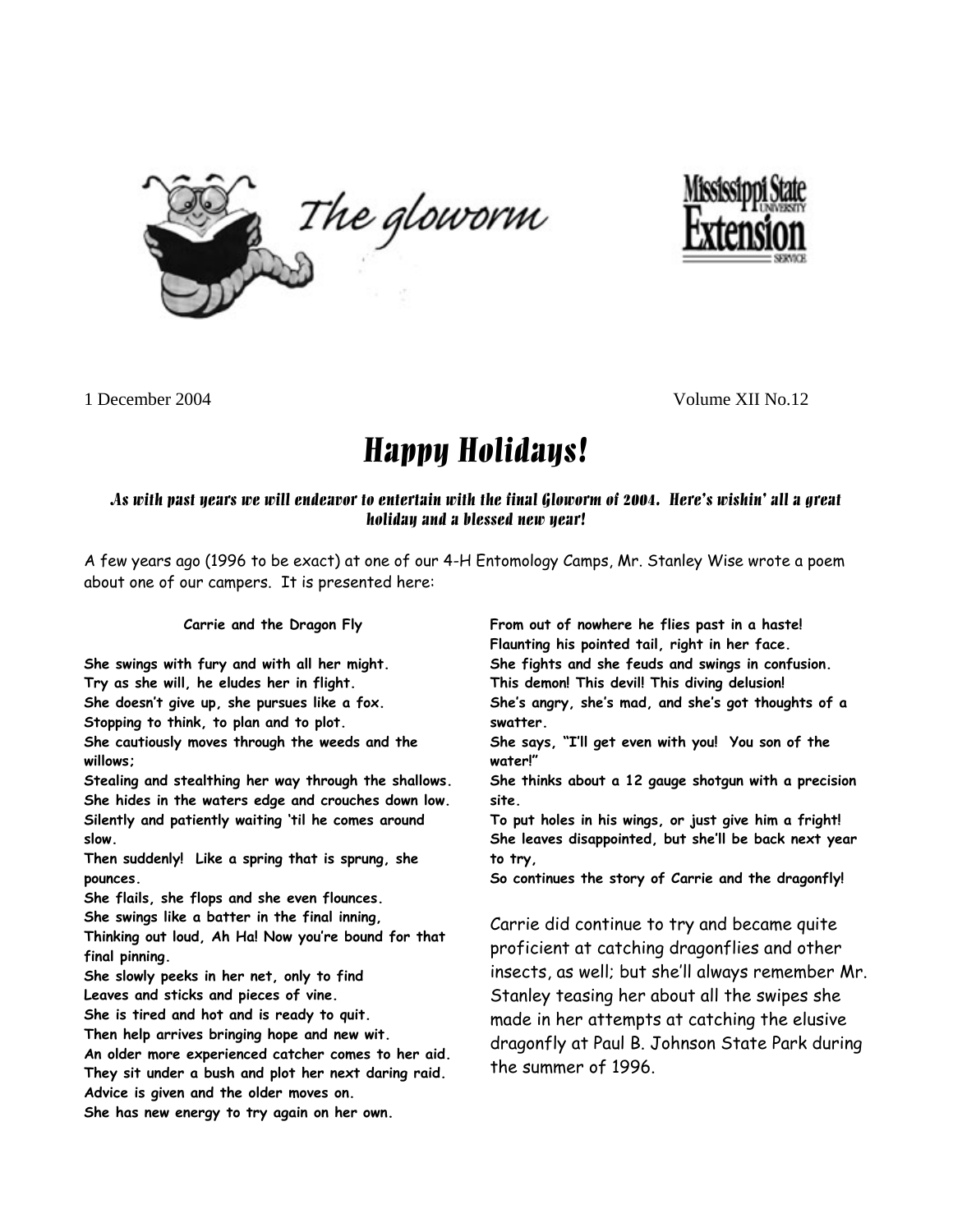# The gloworm

Mississippi State University Extension Service

1 December 2004 Volume XII No.12

## Happy Holidays!

***As with past years we will endeavor to entertain with the final Gloworm of 2004. Here's wishin' all a great holiday and a blessed new year!***

A few years ago (1996 to be exact) at one of our 4-H Entomology Camps, Mr. Stanley Wise wrote a poem about one of our campers. It is presented here:

**Carrie and the Dragon Fly**

**She swings with fury and with all her might.**
**Try as she will, he eludes her in flight.**
**She doesn't give up, she pursues like a fox.**
**Stopping to think, to plan and to plot.**
**She cautiously moves through the weeds and the willows;**
**Stealing and stealthing her way through the shallows.**
**She hides in the waters edge and crouches down low.**
**Silently and patiently waiting 'til he comes around slow.**
**Then suddenly! Like a spring that is sprung, she pounces.**
**She flails, she flops and she even flounces.**
**She swings like a batter in the final inning,**
**Thinking out loud, Ah Ha! Now you're bound for that final pinning.**
**She slowly peeks in her net, only to find**
**Leaves and sticks and pieces of vine.**
**She is tired and hot and is ready to quit.**
**Then help arrives bringing hope and new wit.**
**An older more experienced catcher comes to her aid.**
**They sit under a bush and plot her next daring raid.**
**Advice is given and the older moves on.**
**She has new energy to try again on her own.**
**From out of nowhere he flies past in a haste!**
**Flaunting his pointed tail, right in her face.**
**She fights and she feuds and swings in confusion.**
**This demon! This devil! This diving delusion!**
**She's angry, she's mad, and she's got thoughts of a swatter.**
**She says, "I'll get even with you! You son of the water!"**
**She thinks about a 12 gauge shotgun with a precision site.**
**To put holes in his wings, or just give him a fright!**
**She leaves disappointed, but she'll be back next year to try,**
**So continues the story of Carrie and the dragonfly!**

Carrie did continue to try and became quite proficient at catching dragonflies and other insects, as well; but she'll always remember Mr. Stanley teasing her about all the swipes she made in her attempts at catching the elusive dragonfly at Paul B. Johnson State Park during the summer of 1996.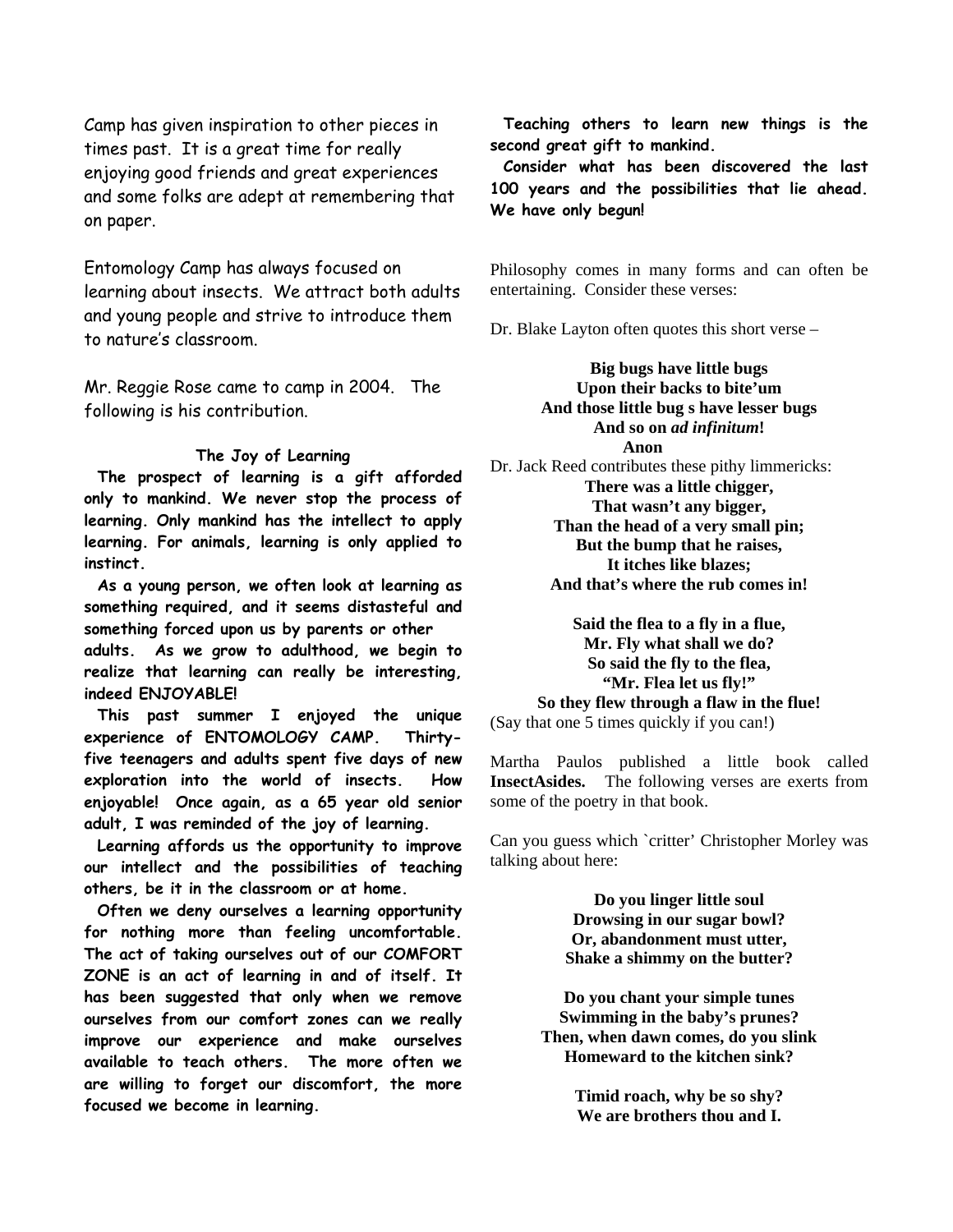Camp has given inspiration to other pieces in times past. It is a great time for really enjoying good friends and great experiences and some folks are adept at remembering that on paper.

Entomology Camp has always focused on learning about insects. We attract both adults and young people and strive to introduce them to nature's classroom.

Mr. Reggie Rose came to camp in 2004. The following is his contribution.

**The Joy of Learning**

**The prospect of learning is a gift afforded only to mankind. We never stop the process of learning. Only mankind has the intellect to apply learning. For animals, learning is only applied to instinct.**

**As a young person, we often look at learning as something required, and it seems distasteful and something forced upon us by parents or other adults. As we grow to adulthood, we begin to realize that learning can really be interesting, indeed ENJOYABLE!**

**This past summer I enjoyed the unique experience of ENTOMOLOGY CAMP. Thirty-five teenagers and adults spent five days of new exploration into the world of insects. How enjoyable! Once again, as a 65 year old senior adult, I was reminded of the joy of learning.**

**Learning affords us the opportunity to improve our intellect and the possibilities of teaching others, be it in the classroom or at home.**

**Often we deny ourselves a learning opportunity for nothing more than feeling uncomfortable. The act of taking ourselves out of our COMFORT ZONE is an act of learning in and of itself. It has been suggested that only when we remove ourselves from our comfort zones can we really improve our experience and make ourselves available to teach others. The more often we are willing to forget our discomfort, the more focused we become in learning.**

**Teaching others to learn new things is the second great gift to mankind.**

**Consider what has been discovered the last 100 years and the possibilities that lie ahead. We have only begun!**

Philosophy comes in many forms and can often be entertaining. Consider these verses:

Dr. Blake Layton often quotes this short verse –

**Big bugs have little bugs**
**Upon their backs to bite'um**
**And those little bug s have lesser bugs**
**And so on *ad infinitum*!**
**Anon**

Dr. Jack Reed contributes these pithy limmericks:

**There was a little chigger,**
**That wasn't any bigger,**
**Than the head of a very small pin;**
**But the bump that he raises,**
**It itches like blazes;**
**And that's where the rub comes in!**

**Said the flea to a fly in a flue,**
**Mr. Fly what shall we do?**
**So said the fly to the flea,**
**"Mr. Flea let us fly!"**
**So they flew through a flaw in the flue!**

(Say that one 5 times quickly if you can!)

Martha Paulos published a little book called **InsectAsides.** The following verses are exerts from some of the poetry in that book.

Can you guess which `critter' Christopher Morley was talking about here:

**Do you linger little soul**
**Drowsing in our sugar bowl?**
**Or, abandonment must utter,**
**Shake a shimmy on the butter?**

**Do you chant your simple tunes**
**Swimming in the baby's prunes?**
**Then, when dawn comes, do you slink**
**Homeward to the kitchen sink?**

**Timid roach, why be so shy?**
**We are brothers thou and I.**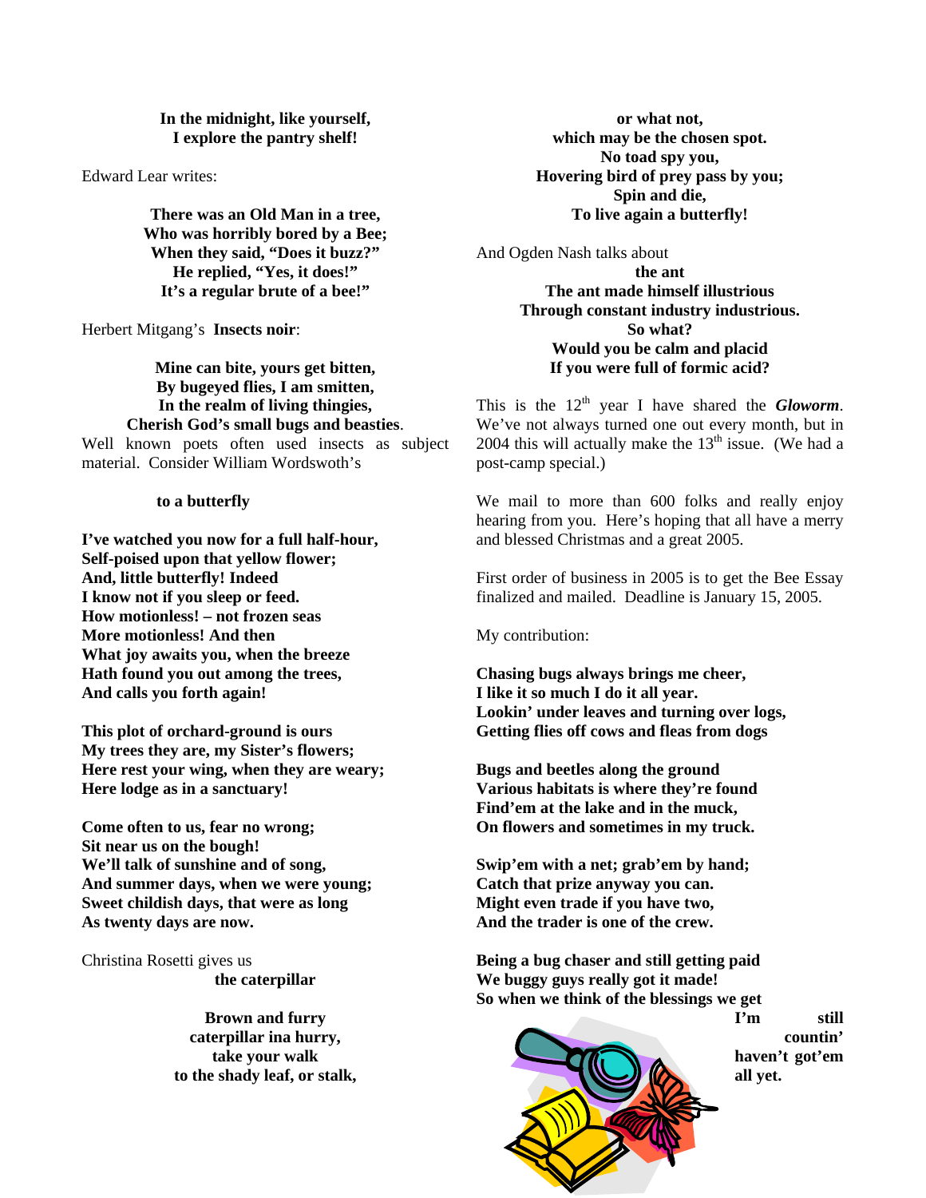**In the midnight, like yourself,**
**I explore the pantry shelf!**

Edward Lear writes:

**There was an Old Man in a tree,**
**Who was horribly bored by a Bee;**
**When they said, "Does it buzz?"**
**He replied, "Yes, it does!"**
**It's a regular brute of a bee!"**

Herbert Mitgang's **Insects noir**:

**Mine can bite, yours get bitten,**
**By bugeyed flies, I am smitten,**
**In the realm of living thingies,**
**Cherish God's small bugs and beasties**.

Well known poets often used insects as subject material. Consider William Wordswoth's

**to a butterfly**

**I've watched you now for a full half-hour,**
**Self-poised upon that yellow flower;**
**And, little butterfly! Indeed**
**I know not if you sleep or feed.**
**How motionless! – not frozen seas**
**More motionless! And then**
**What joy awaits you, when the breeze**
**Hath found you out among the trees,**
**And calls you forth again!**

**This plot of orchard-ground is ours**
**My trees they are, my Sister's flowers;**
**Here rest your wing, when they are weary;**
**Here lodge as in a sanctuary!**

**Come often to us, fear no wrong;**
**Sit near us on the bough!**
**We'll talk of sunshine and of song,**
**And summer days, when we were young;**
**Sweet childish days, that were as long**
**As twenty days are now.**

Christina Rosetti gives us
**the caterpillar**

**Brown and furry**
**caterpillar ina hurry,**
**take your walk**
**to the shady leaf, or stalk,**
**or what not,**
**which may be the chosen spot.**
**No toad spy you,**
**Hovering bird of prey pass by you;**
**Spin and die,**
**To live again a butterfly!**

And Ogden Nash talks about
**the ant**
**The ant made himself illustrious**
**Through constant industry industrious.**
**So what?**
**Would you be calm and placid**
**If you were full of formic acid?**

This is the 12th year I have shared the ***Gloworm***. We've not always turned one out every month, but in 2004 this will actually make the 13th issue. (We had a post-camp special.)

We mail to more than 600 folks and really enjoy hearing from you. Here's hoping that all have a merry and blessed Christmas and a great 2005.

First order of business in 2005 is to get the Bee Essay finalized and mailed. Deadline is January 15, 2005.

My contribution:

**Chasing bugs always brings me cheer,**
**I like it so much I do it all year.**
**Lookin' under leaves and turning over logs,**
**Getting flies off cows and fleas from dogs**

**Bugs and beetles along the ground**
**Various habitats is where they're found**
**Find'em at the lake and in the muck,**
**On flowers and sometimes in my truck.**

**Swip'em with a net; grab'em by hand;**
**Catch that prize anyway you can.**
**Might even trade if you have two,**
**And the trader is one of the crew.**

**Being a bug chaser and still getting paid**
**We buggy guys really got it made!**
**So when we think of the blessings we get**
**I'm still countin' haven't got'em all yet.**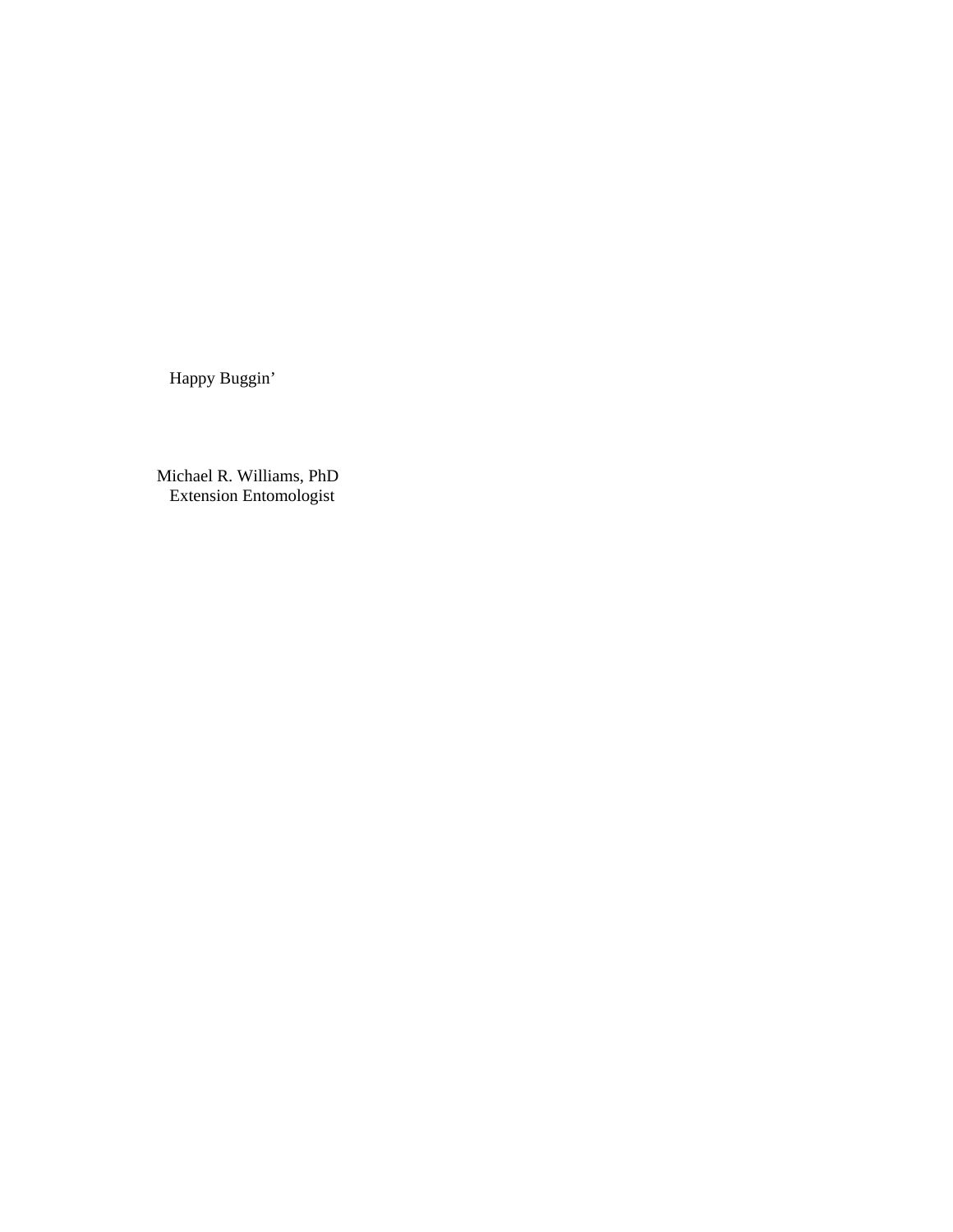Happy Buggin'

Michael R. Williams, PhD
Extension Entomologist